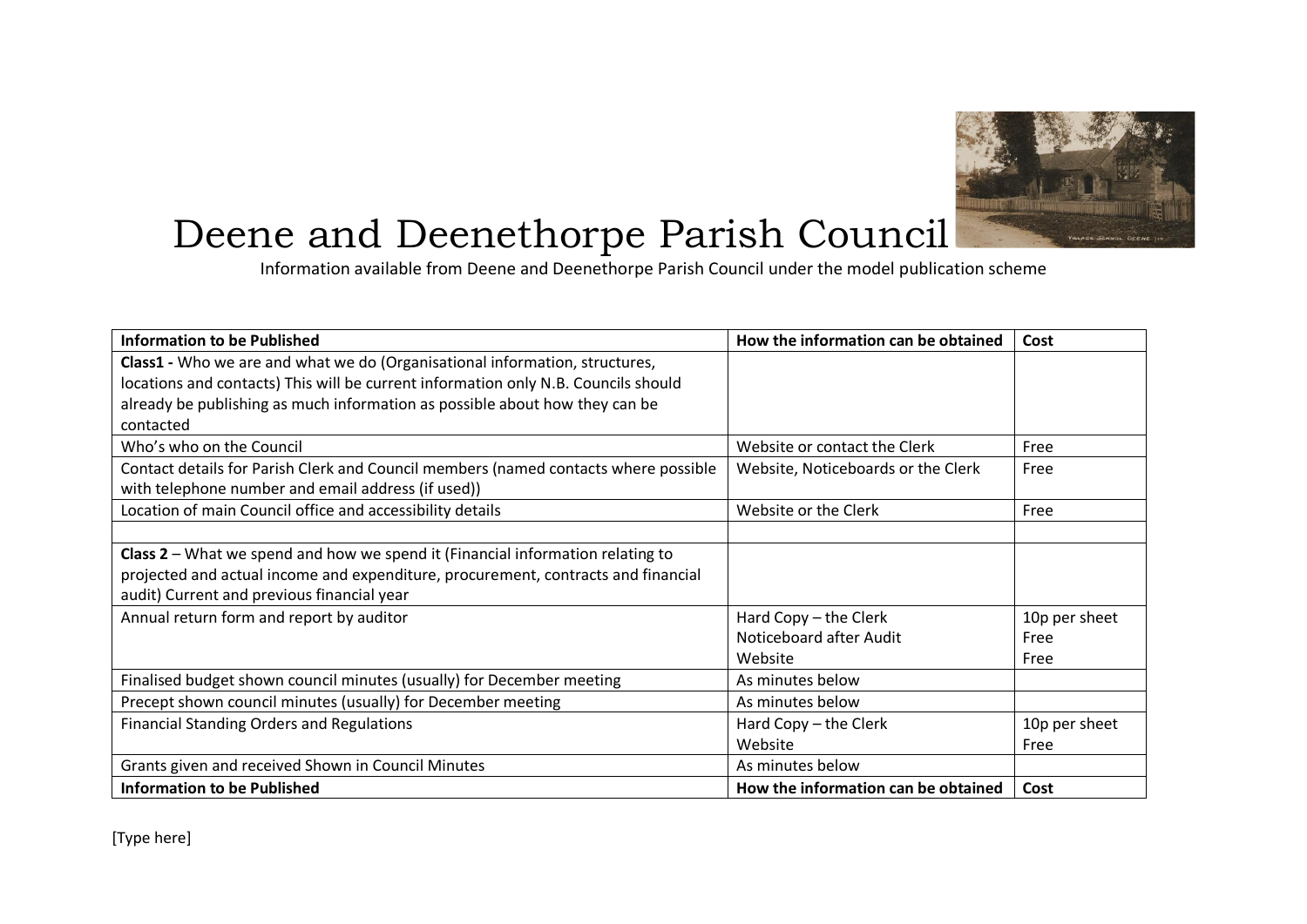# Deene and Deenethorpe Parish Council

Information available from Deene and Deenethorpe Parish Council under the model publication scheme

| Information to be Published | How the information can be obtained | Cost |
|---|---|---|
| **Class1 -** Who we are and what we do (Organisational information, structures, locations and contacts) This will be current information only N.B. Councils should already be publishing as much information as possible about how they can be contacted | | |
| Who's who on the Council | Website or contact the Clerk | Free |
| Contact details for Parish Clerk and Council members (named contacts where possible with telephone number and email address (if used)) | Website, Noticeboards or the Clerk | Free |
| Location of main Council office and accessibility details | Website or the Clerk | Free |
| | | |
| **Class 2** – What we spend and how we spend it (Financial information relating to projected and actual income and expenditure, procurement, contracts and financial audit) Current and previous financial year | | |
| Annual return form and report by auditor | Hard Copy – the Clerk<br>Noticeboard after Audit<br>Website | 10p per sheet<br>Free<br>Free |
| Finalised budget shown council minutes (usually) for December meeting | As minutes below | |
| Precept shown council minutes (usually) for December meeting | As minutes below | |
| Financial Standing Orders and Regulations | Hard Copy – the Clerk<br>Website | 10p per sheet<br>Free |
| Grants given and received Shown in Council Minutes | As minutes below | |
| **Information to be Published** | **How the information can be obtained** | **Cost** |

[Type here]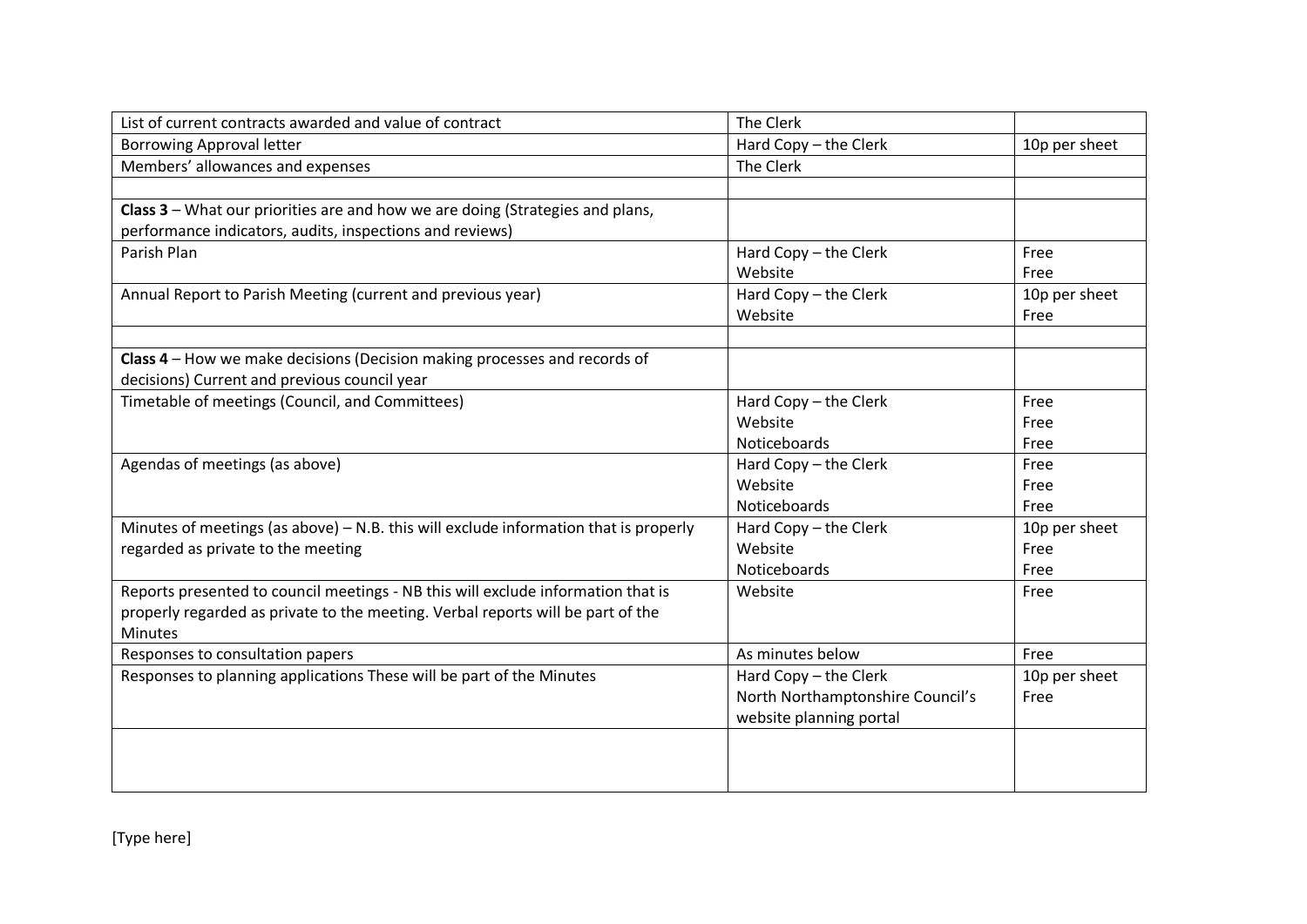| | | |
|---|---|---|
| List of current contracts awarded and value of contract | The Clerk | |
| Borrowing Approval letter | Hard Copy – the Clerk | 10p per sheet |
| Members' allowances and expenses | The Clerk | |
| | | |
| **Class 3** – What our priorities are and how we are doing (Strategies and plans, performance indicators, audits, inspections and reviews) | | |
| Parish Plan | Hard Copy – the Clerk<br>Website | Free<br>Free |
| Annual Report to Parish Meeting (current and previous year) | Hard Copy – the Clerk<br>Website | 10p per sheet<br>Free |
| | | |
| **Class 4** – How we make decisions (Decision making processes and records of decisions) Current and previous council year | | |
| Timetable of meetings (Council, and Committees) | Hard Copy – the Clerk<br>Website<br>Noticeboards | Free<br>Free<br>Free |
| Agendas of meetings (as above) | Hard Copy – the Clerk<br>Website<br>Noticeboards | Free<br>Free<br>Free |
| Minutes of meetings (as above) – N.B. this will exclude information that is properly regarded as private to the meeting | Hard Copy – the Clerk<br>Website<br>Noticeboards | 10p per sheet<br>Free<br>Free |
| Reports presented to council meetings - NB this will exclude information that is properly regarded as private to the meeting. Verbal reports will be part of the Minutes | Website | Free |
| Responses to consultation papers | As minutes below | Free |
| Responses to planning applications These will be part of the Minutes | Hard Copy – the Clerk<br>North Northamptonshire Council's website planning portal | 10p per sheet<br>Free |
| | | |

[Type here]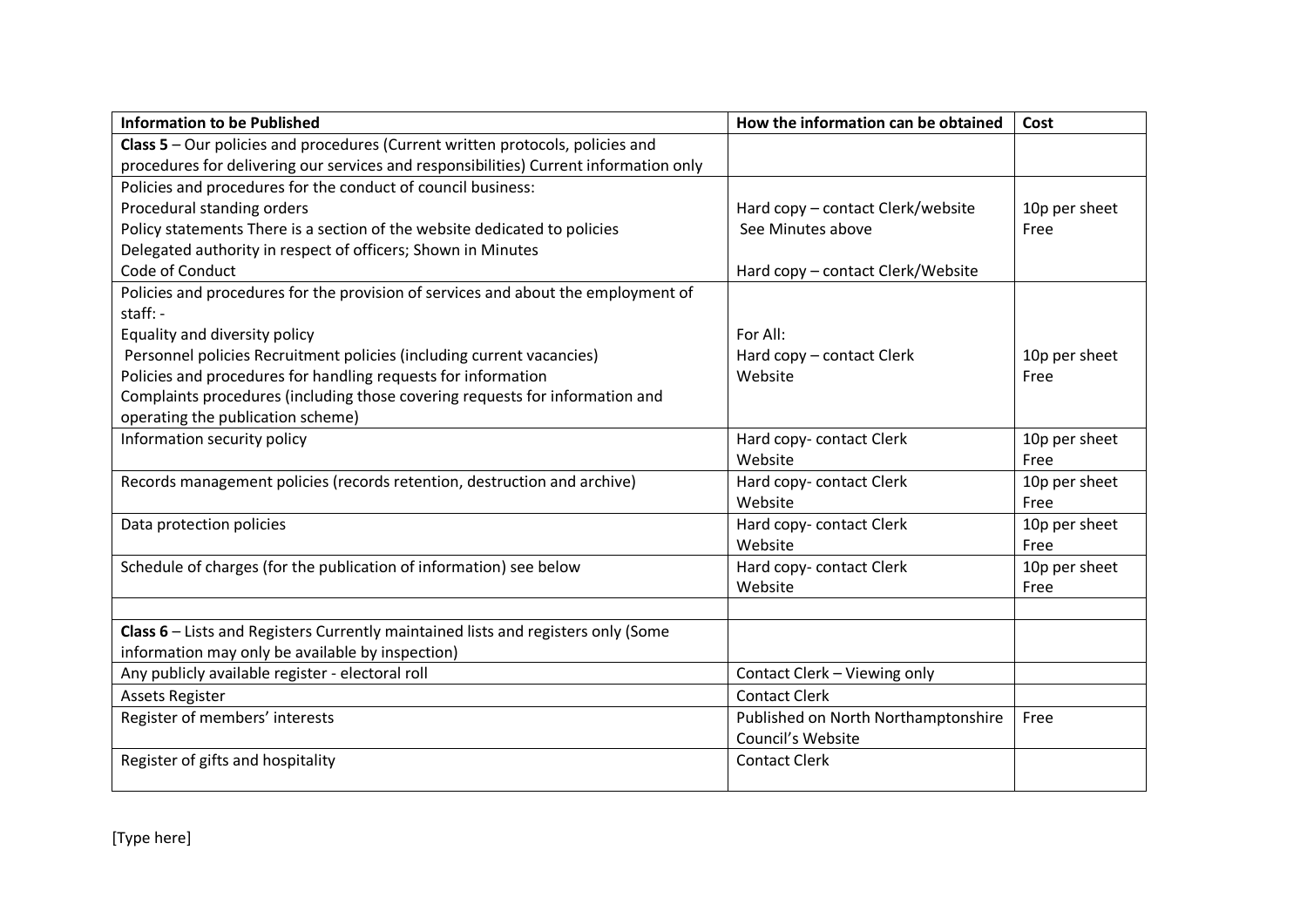| Information to be Published | How the information can be obtained | Cost |
|---|---|---|
| **Class 5** – Our policies and procedures (Current written protocols, policies and procedures for delivering our services and responsibilities) Current information only | | |
| Policies and procedures for the conduct of council business:<br>Procedural standing orders<br>Policy statements There is a section of the website dedicated to policies<br>Delegated authority in respect of officers; Shown in Minutes<br>Code of Conduct | <br>Hard copy – contact Clerk/website<br>See Minutes above<br><br>Hard copy – contact Clerk/Website | <br>10p per sheet<br>Free |
| Policies and procedures for the provision of services and about the employment of staff: -<br>Equality and diversity policy<br>Personnel policies Recruitment policies (including current vacancies)<br>Policies and procedures for handling requests for information<br>Complaints procedures (including those covering requests for information and operating the publication scheme) | <br><br>For All:<br>Hard copy – contact Clerk<br>Website | <br><br><br>10p per sheet<br>Free |
| Information security policy | Hard copy- contact Clerk<br>Website | 10p per sheet<br>Free |
| Records management policies (records retention, destruction and archive) | Hard copy- contact Clerk<br>Website | 10p per sheet<br>Free |
| Data protection policies | Hard copy- contact Clerk<br>Website | 10p per sheet<br>Free |
| Schedule of charges (for the publication of information) see below | Hard copy- contact Clerk<br>Website | 10p per sheet<br>Free |
| | | |
| **Class 6** – Lists and Registers Currently maintained lists and registers only (Some information may only be available by inspection) | | |
| Any publicly available register - electoral roll | Contact Clerk – Viewing only | |
| Assets Register | Contact Clerk | |
| Register of members' interests | Published on North Northamptonshire Council's Website | Free |
| Register of gifts and hospitality | Contact Clerk | |

[Type here]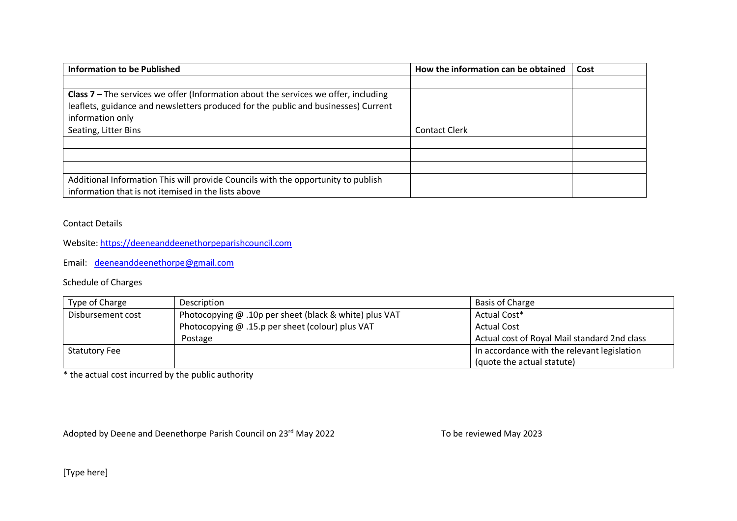| Information to be Published | How the information can be obtained | Cost |
|---|---|---|
| | | |
| **Class 7** – The services we offer (Information about the services we offer, including leaflets, guidance and newsletters produced for the public and businesses) Current information only | | |
| Seating, Litter Bins | Contact Clerk | |
| | | |
| | | |
| | | |
| Additional Information This will provide Councils with the opportunity to publish information that is not itemised in the lists above | | |

Contact Details

Website: https://deeneanddeenethorpeparishcouncil.com

Email: deeneanddeenethorpe@gmail.com

Schedule of Charges

| Type of Charge | Description | Basis of Charge |
|---|---|---|
| Disbursement cost | Photocopying @ .10p per sheet (black & white) plus VAT<br>Photocopying @ .15.p per sheet (colour) plus VAT<br>Postage | Actual Cost*<br>Actual Cost<br>Actual cost of Royal Mail standard 2nd class |
| Statutory Fee | | In accordance with the relevant legislation (quote the actual statute) |

* the actual cost incurred by the public authority

Adopted by Deene and Deenethorpe Parish Council on 23rd May 2022 To be reviewed May 2023

[Type here]